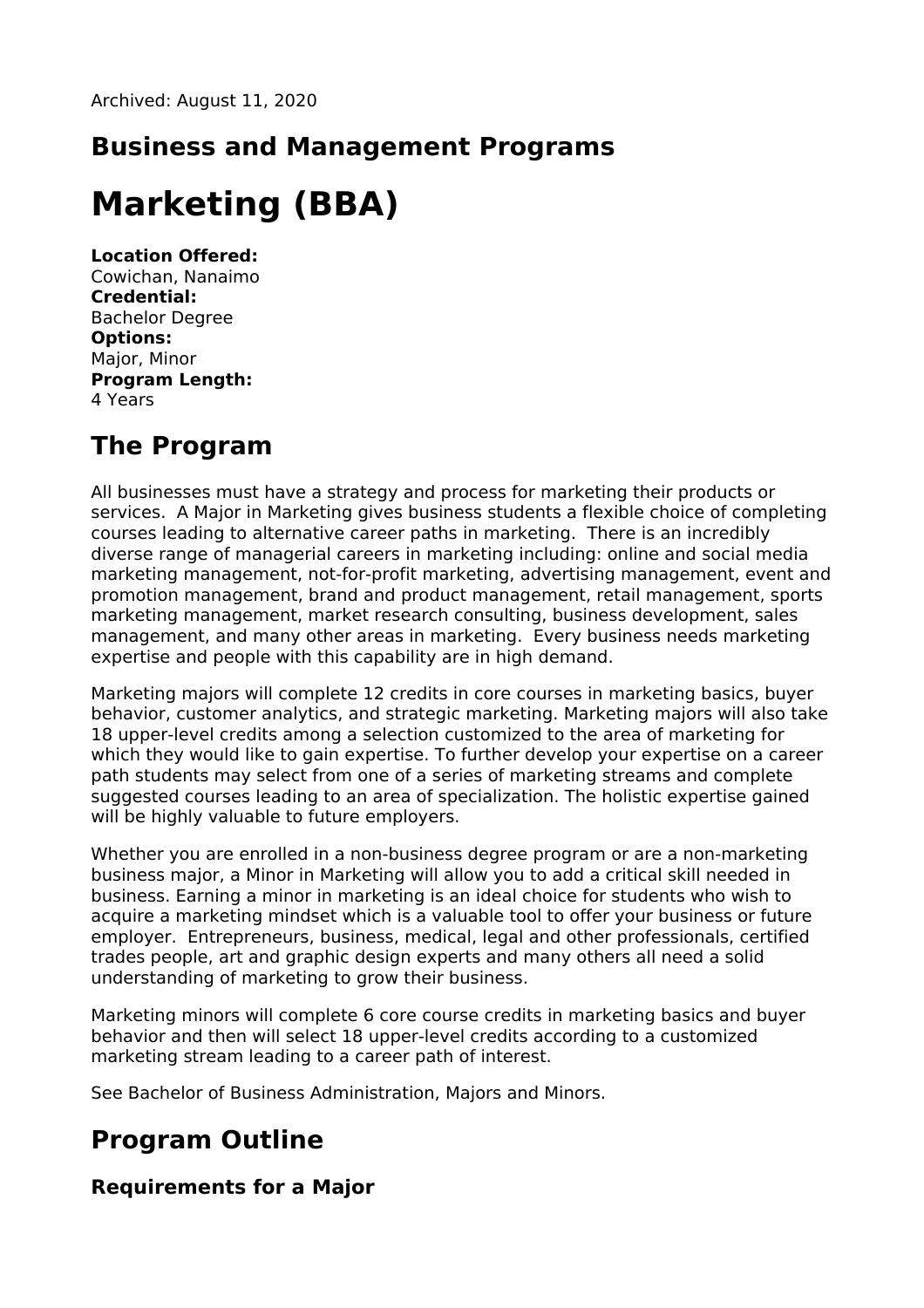Archived: August 11, 2020

## Business and Management Programs

# Marketing (BBA)

**Location Offered:**
Cowichan, Nanaimo
**Credential:**
Bachelor Degree
**Options:**
Major, Minor
**Program Length:**
4 Years

## The Program

All businesses must have a strategy and process for marketing their products or services. A Major in Marketing gives business students a flexible choice of completing courses leading to alternative career paths in marketing. There is an incredibly diverse range of managerial careers in marketing including: online and social media marketing management, not-for-profit marketing, advertising management, event and promotion management, brand and product management, retail management, sports marketing management, market research consulting, business development, sales management, and many other areas in marketing. Every business needs marketing expertise and people with this capability are in high demand.

Marketing majors will complete 12 credits in core courses in marketing basics, buyer behavior, customer analytics, and strategic marketing. Marketing majors will also take 18 upper-level credits among a selection customized to the area of marketing for which they would like to gain expertise. To further develop your expertise on a career path students may select from one of a series of marketing streams and complete suggested courses leading to an area of specialization. The holistic expertise gained will be highly valuable to future employers.

Whether you are enrolled in a non-business degree program or are a non-marketing business major, a Minor in Marketing will allow you to add a critical skill needed in business. Earning a minor in marketing is an ideal choice for students who wish to acquire a marketing mindset which is a valuable tool to offer your business or future employer. Entrepreneurs, business, medical, legal and other professionals, certified trades people, art and graphic design experts and many others all need a solid understanding of marketing to grow their business.

Marketing minors will complete 6 core course credits in marketing basics and buyer behavior and then will select 18 upper-level credits according to a customized marketing stream leading to a career path of interest.

See Bachelor of Business Administration, Majors and Minors.

## Program Outline

### Requirements for a Major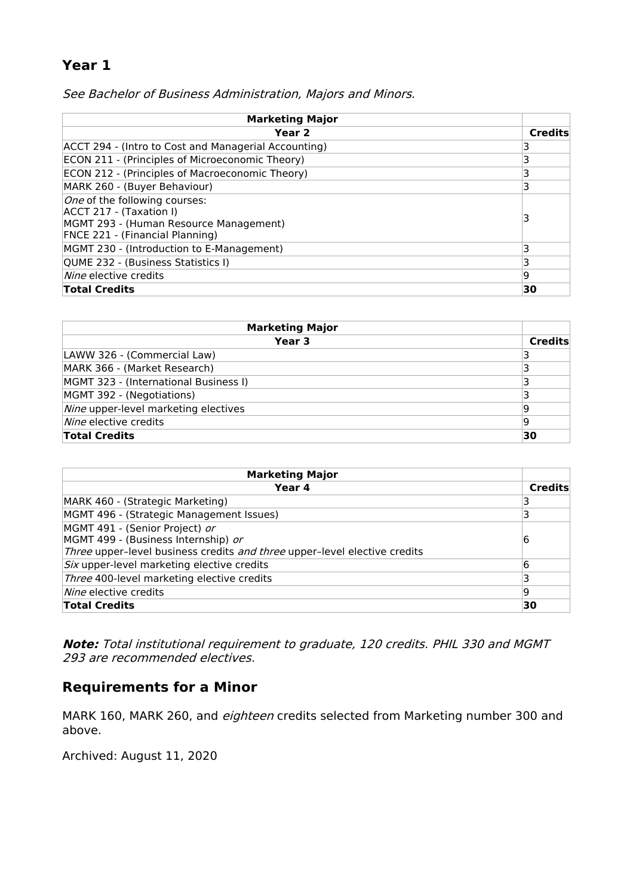## Year 1

*See Bachelor of Business Administration, Majors and Minors.*

| Marketing Major | |
|---|---|
| **Year 2** | **Credits** |
| ACCT 294 - (Intro to Cost and Managerial Accounting) | 3 |
| ECON 211 - (Principles of Microeconomic Theory) | 3 |
| ECON 212 - (Principles of Macroeconomic Theory) | 3 |
| MARK 260 - (Buyer Behaviour) | 3 |
| *One* of the following courses:<br>ACCT 217 - (Taxation I)<br>MGMT 293 - (Human Resource Management)<br>FNCE 221 - (Financial Planning) | 3 |
| MGMT 230 - (Introduction to E-Management) | 3 |
| QUME 232 - (Business Statistics I) | 3 |
| *Nine* elective credits | 9 |
| **Total Credits** | **30** |

| Marketing Major | |
|---|---|
| **Year 3** | **Credits** |
| LAWW 326 - (Commercial Law) | 3 |
| MARK 366 - (Market Research) | 3 |
| MGMT 323 - (International Business I) | 3 |
| MGMT 392 - (Negotiations) | 3 |
| *Nine* upper-level marketing electives | 9 |
| *Nine* elective credits | 9 |
| **Total Credits** | **30** |

| Marketing Major | |
|---|---|
| **Year 4** | **Credits** |
| MARK 460 - (Strategic Marketing) | 3 |
| MGMT 496 - (Strategic Management Issues) | 3 |
| MGMT 491 - (Senior Project) *or*<br>MGMT 499 - (Business Internship) *or*<br>*Three* upper–level business credits *and three* upper–level elective credits | 6 |
| *Six* upper-level marketing elective credits | 6 |
| *Three* 400-level marketing elective credits | 3 |
| *Nine* elective credits | 9 |
| **Total Credits** | **30** |

***Note:*** *Total institutional requirement to graduate, 120 credits. PHIL 330 and MGMT 293 are recommended electives.*

## Requirements for a Minor

MARK 160, MARK 260, and *eighteen* credits selected from Marketing number 300 and above.

Archived: August 11, 2020